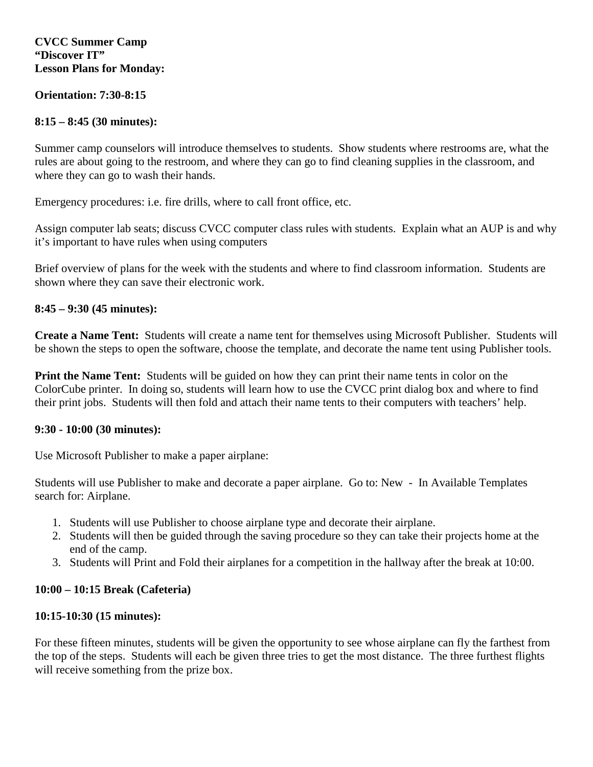**CVCC Summer Camp**
**"Discover IT"**
**Lesson Plans for Monday:**

**Orientation: 7:30-8:15**

**8:15 – 8:45 (30 minutes):**

Summer camp counselors will introduce themselves to students. Show students where restrooms are, what the rules are about going to the restroom, and where they can go to find cleaning supplies in the classroom, and where they can go to wash their hands.

Emergency procedures: i.e. fire drills, where to call front office, etc.

Assign computer lab seats; discuss CVCC computer class rules with students. Explain what an AUP is and why it's important to have rules when using computers

Brief overview of plans for the week with the students and where to find classroom information. Students are shown where they can save their electronic work.

**8:45 – 9:30 (45 minutes):**

**Create a Name Tent:** Students will create a name tent for themselves using Microsoft Publisher. Students will be shown the steps to open the software, choose the template, and decorate the name tent using Publisher tools.

**Print the Name Tent:** Students will be guided on how they can print their name tents in color on the ColorCube printer. In doing so, students will learn how to use the CVCC print dialog box and where to find their print jobs. Students will then fold and attach their name tents to their computers with teachers' help.

**9:30 - 10:00 (30 minutes):**

Use Microsoft Publisher to make a paper airplane:

Students will use Publisher to make and decorate a paper airplane. Go to: New - In Available Templates search for: Airplane.

1. Students will use Publisher to choose airplane type and decorate their airplane.
2. Students will then be guided through the saving procedure so they can take their projects home at the end of the camp.
3. Students will Print and Fold their airplanes for a competition in the hallway after the break at 10:00.

**10:00 – 10:15 Break (Cafeteria)**

**10:15-10:30 (15 minutes):**

For these fifteen minutes, students will be given the opportunity to see whose airplane can fly the farthest from the top of the steps. Students will each be given three tries to get the most distance. The three furthest flights will receive something from the prize box.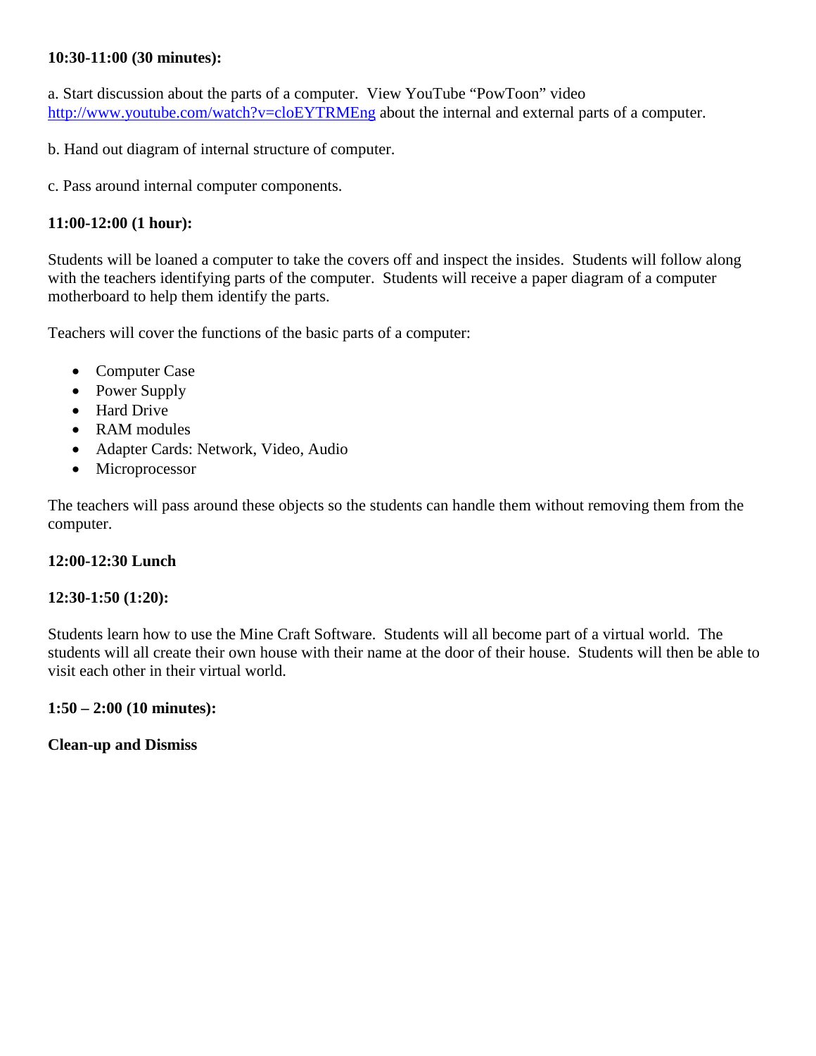**10:30-11:00 (30 minutes):**

a. Start discussion about the parts of a computer. View YouTube "PowToon" video http://www.youtube.com/watch?v=cloEYTRMEng about the internal and external parts of a computer.

b. Hand out diagram of internal structure of computer.

c. Pass around internal computer components.

**11:00-12:00 (1 hour):**

Students will be loaned a computer to take the covers off and inspect the insides. Students will follow along with the teachers identifying parts of the computer. Students will receive a paper diagram of a computer motherboard to help them identify the parts.

Teachers will cover the functions of the basic parts of a computer:

- Computer Case
- Power Supply
- Hard Drive
- RAM modules
- Adapter Cards: Network, Video, Audio
- Microprocessor

The teachers will pass around these objects so the students can handle them without removing them from the computer.

**12:00-12:30 Lunch**

**12:30-1:50 (1:20):**

Students learn how to use the Mine Craft Software. Students will all become part of a virtual world. The students will all create their own house with their name at the door of their house. Students will then be able to visit each other in their virtual world.

**1:50 – 2:00 (10 minutes):**

**Clean-up and Dismiss**